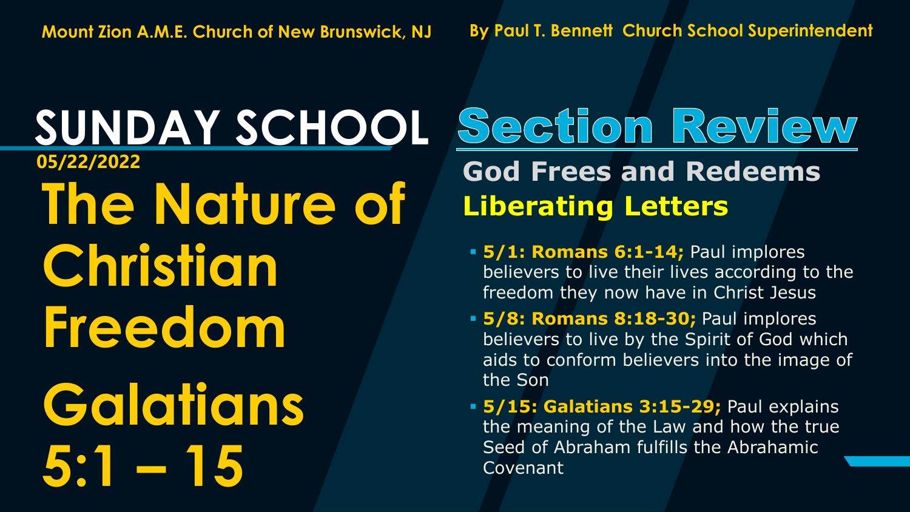Mount Zion A.M.E. Church of New Brunswick, NJ

By Paul T. Bennett Church School Superintendent

# SUNDAY SCHOOL

**05/22/2022**

# The Nature of Christian Freedom

# Galatians 5:1 – 15

# Section Review

## God Frees and Redeems

## Liberating Letters

- **5/1: Romans 6:1-14;** Paul implores believers to live their lives according to the freedom they now have in Christ Jesus
- **5/8: Romans 8:18-30;** Paul implores believers to live by the Spirit of God which aids to conform believers into the image of the Son
- **5/15: Galatians 3:15-29;** Paul explains the meaning of the Law and how the true Seed of Abraham fulfills the Abrahamic Covenant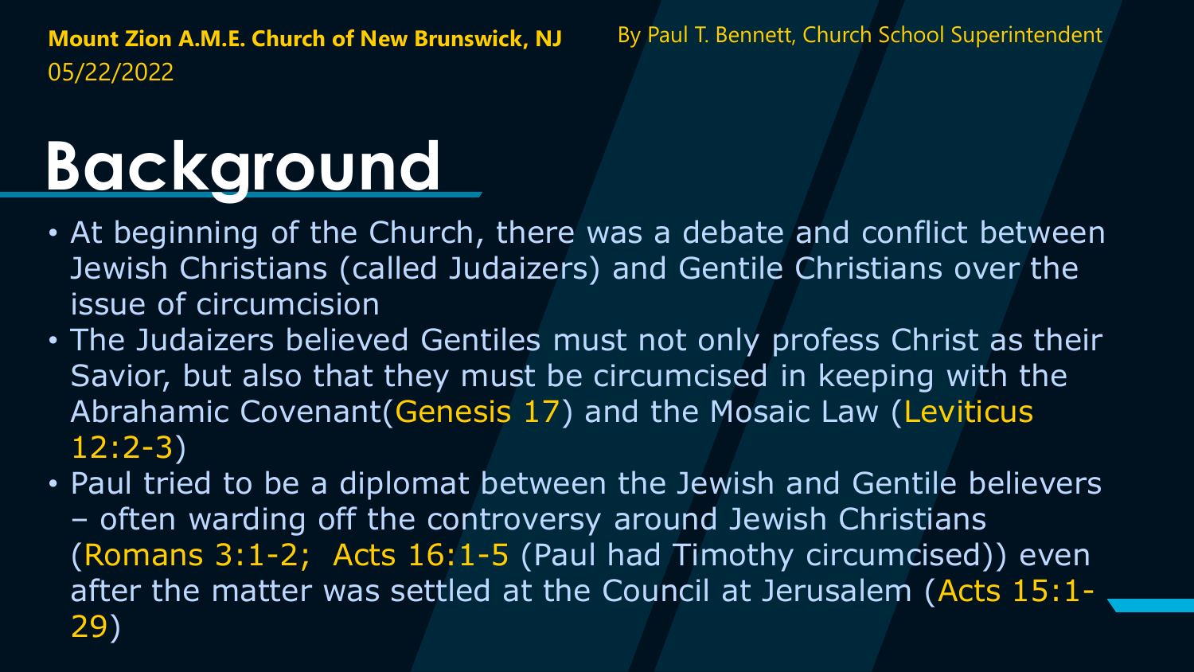**Mount Zion A.M.E. Church of New Brunswick, NJ**
05/22/2022

By Paul T. Bennett, Church School Superintendent

# Background

- At beginning of the Church, there was a debate and conflict between Jewish Christians (called Judaizers) and Gentile Christians over the issue of circumcision
- The Judaizers believed Gentiles must not only profess Christ as their Savior, but also that they must be circumcised in keeping with the Abrahamic Covenant(Genesis 17) and the Mosaic Law (Leviticus 12:2-3)
- Paul tried to be a diplomat between the Jewish and Gentile believers – often warding off the controversy around Jewish Christians (Romans 3:1-2;  Acts 16:1-5 (Paul had Timothy circumcised)) even after the matter was settled at the Council at Jerusalem (Acts 15:1-29)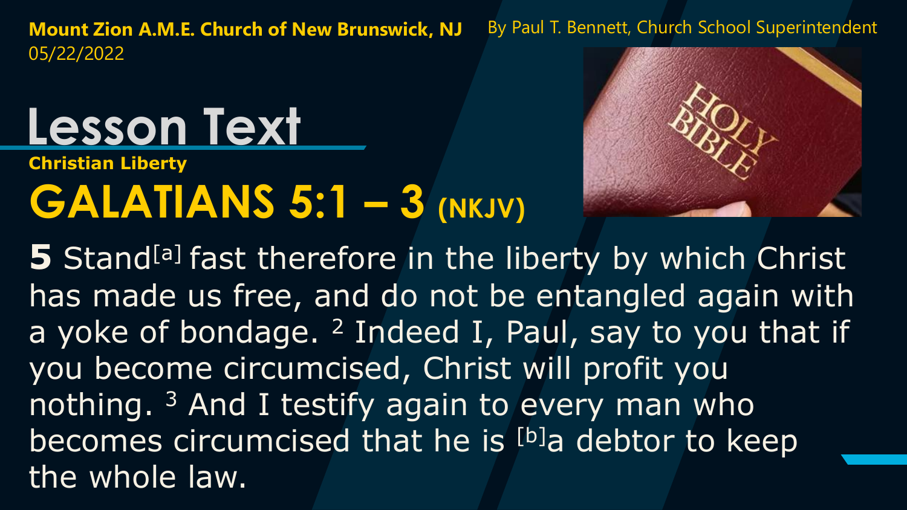**Mount Zion A.M.E. Church of New Brunswick, NJ** By Paul T. Bennett, Church School Superintendent
05/22/2022

# Lesson Text

**Christian Liberty**

## GALATIANS 5:1 – 3 (NKJV)

**5** Stand[a] fast therefore in the liberty by which Christ has made us free, and do not be entangled again with a yoke of bondage. [2] Indeed I, Paul, say to you that if you become circumcised, Christ will profit you nothing. [3] And I testify again to every man who becomes circumcised that he is [b]a debtor to keep the whole law.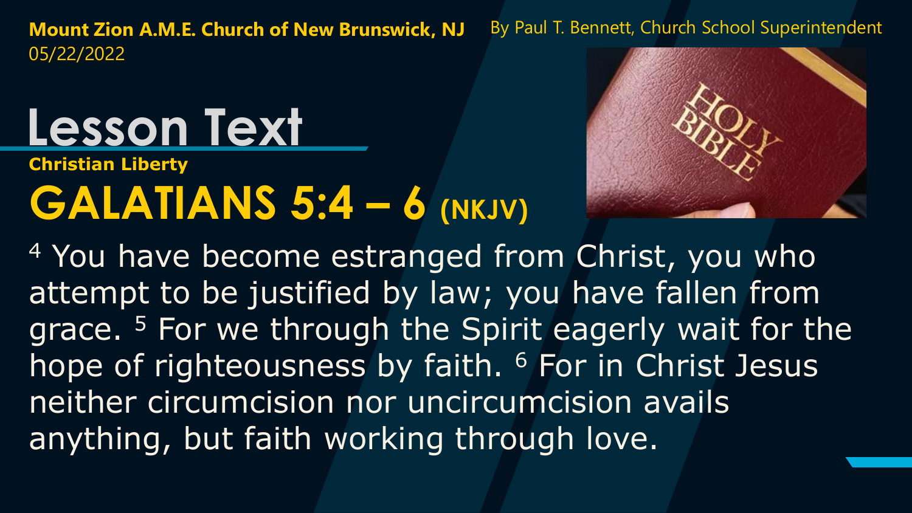**Mount Zion A.M.E. Church of New Brunswick, NJ**
05/22/2022

By Paul T. Bennett, Church School Superintendent

# Lesson Text

**Christian Liberty**

## GALATIANS 5:4 – 6 (NKJV)

4 You have become estranged from Christ, you who attempt to be justified by law; you have fallen from grace. 5 For we through the Spirit eagerly wait for the hope of righteousness by faith. 6 For in Christ Jesus neither circumcision nor uncircumcision avails anything, but faith working through love.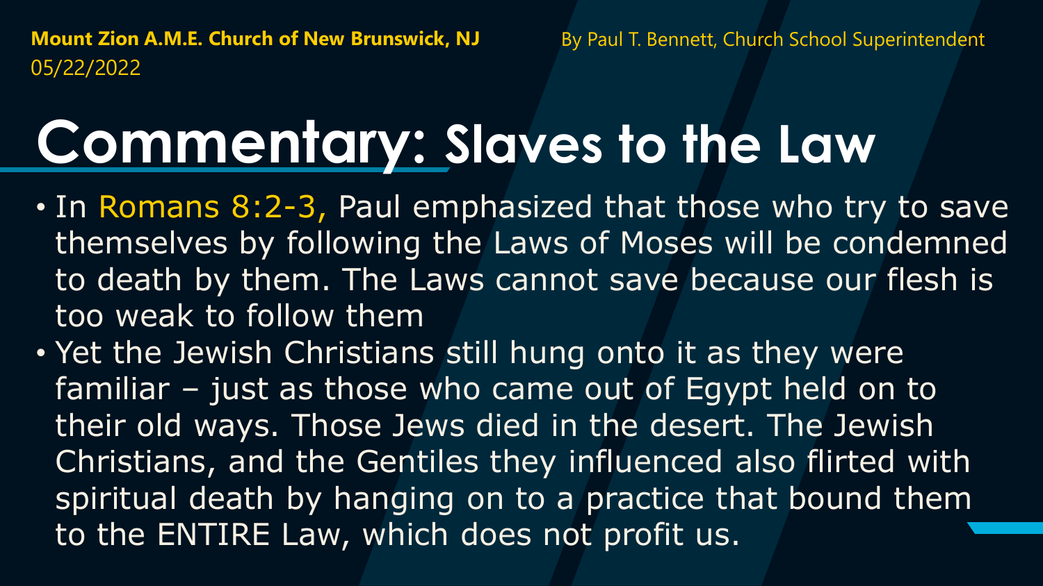**Mount Zion A.M.E. Church of New Brunswick, NJ**
05/22/2022

By Paul T. Bennett, Church School Superintendent

# Commentary: Slaves to the Law

- In Romans 8:2-3, Paul emphasized that those who try to save themselves by following the Laws of Moses will be condemned to death by them. The Laws cannot save because our flesh is too weak to follow them
- Yet the Jewish Christians still hung onto it as they were familiar – just as those who came out of Egypt held on to their old ways. Those Jews died in the desert. The Jewish Christians, and the Gentiles they influenced also flirted with spiritual death by hanging on to a practice that bound them to the ENTIRE Law, which does not profit us.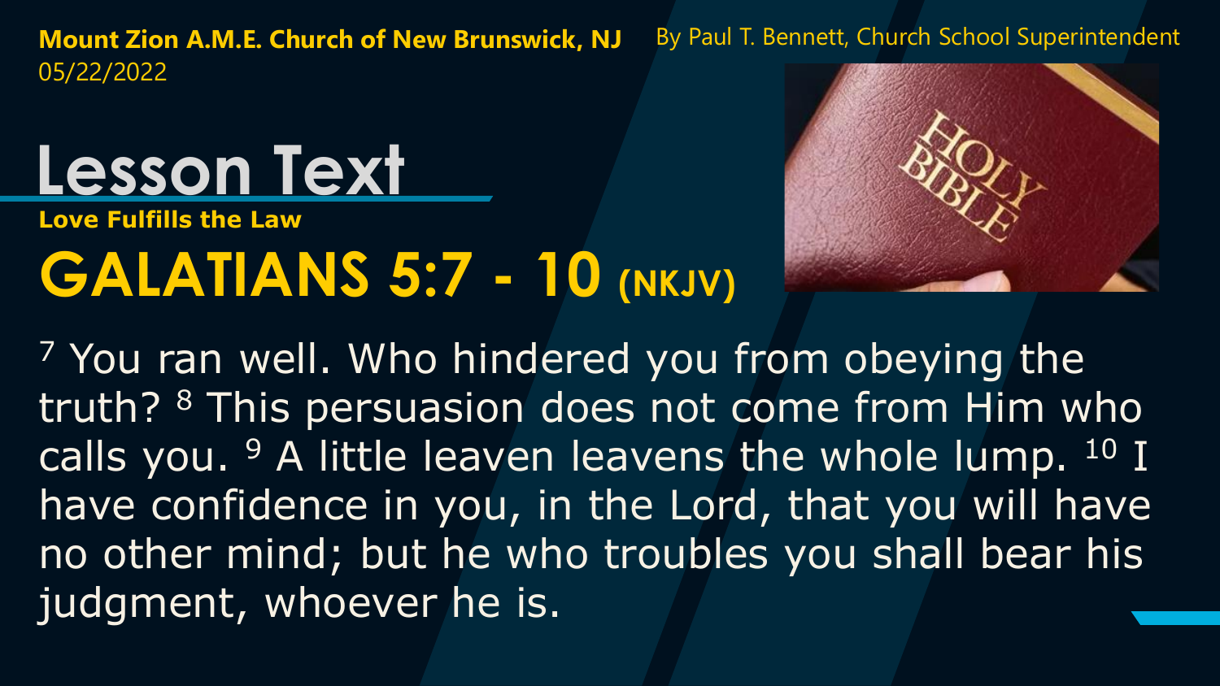**Mount Zion A.M.E. Church of New Brunswick, NJ**
05/22/2022

By Paul T. Bennett, Church School Superintendent

# Lesson Text

**Love Fulfills the Law**

## GALATIANS 5:7 - 10 (NKJV)

[7] You ran well. Who hindered you from obeying the truth? [8] This persuasion does not come from Him who calls you. [9] A little leaven leavens the whole lump. [10] I have confidence in you, in the Lord, that you will have no other mind; but he who troubles you shall bear his judgment, whoever he is.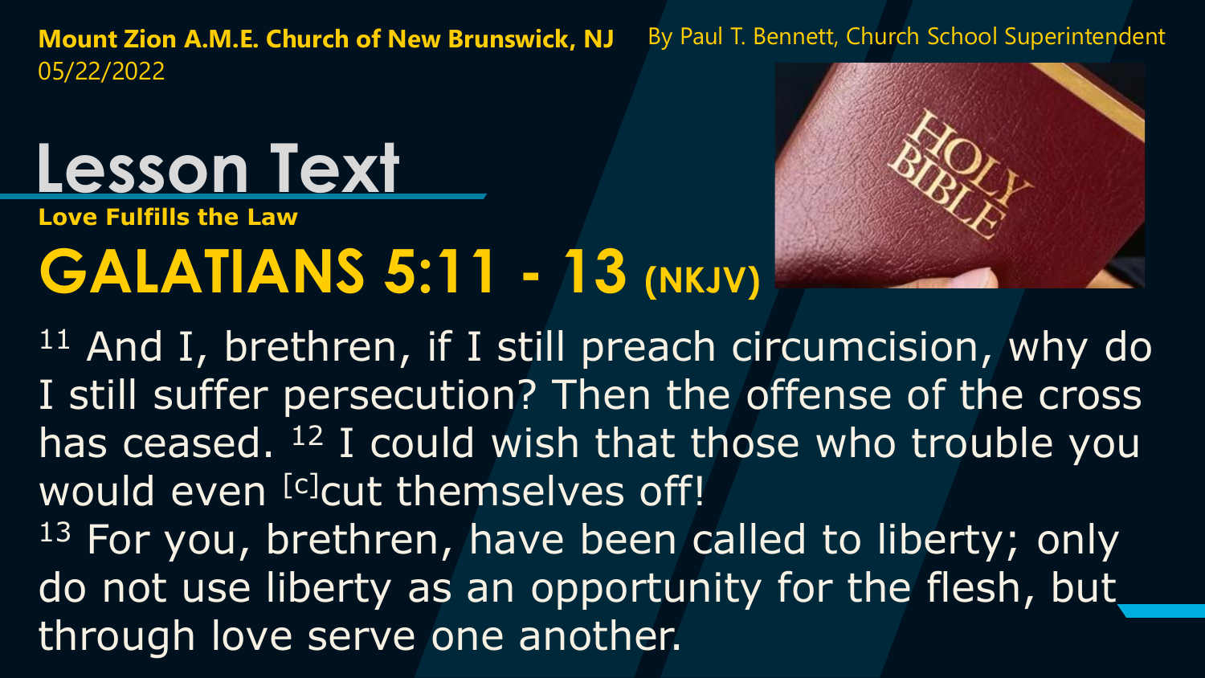**Mount Zion A.M.E. Church of New Brunswick, NJ**
05/22/2022

By Paul T. Bennett, Church School Superintendent

# Lesson Text

**Love Fulfills the Law**

## GALATIANS 5:11 - 13 (NKJV)

[11] And I, brethren, if I still preach circumcision, why do I still suffer persecution? Then the offense of the cross has ceased. [12] I could wish that those who trouble you would even [c]cut themselves off!

[13] For you, brethren, have been called to liberty; only do not use liberty as an opportunity for the flesh, but through love serve one another.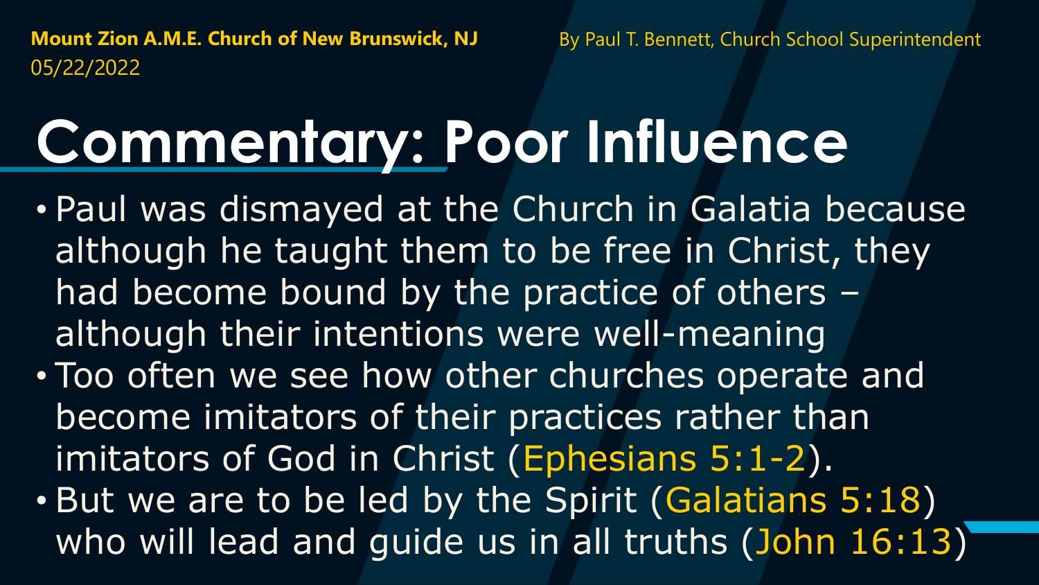**Mount Zion A.M.E. Church of New Brunswick, NJ**
05/22/2022

By Paul T. Bennett, Church School Superintendent

# Commentary: Poor Influence

- Paul was dismayed at the Church in Galatia because although he taught them to be free in Christ, they had become bound by the practice of others – although their intentions were well-meaning
- Too often we see how other churches operate and become imitators of their practices rather than imitators of God in Christ (Ephesians 5:1-2).
- But we are to be led by the Spirit (Galatians 5:18) who will lead and guide us in all truths (John 16:13)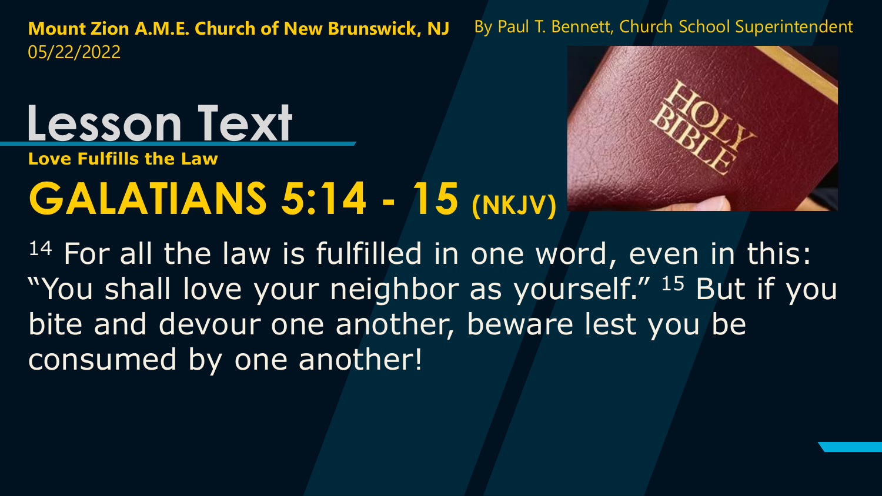**Mount Zion A.M.E. Church of New Brunswick, NJ**
05/22/2022

By Paul T. Bennett, Church School Superintendent

# Lesson Text

**Love Fulfills the Law**

## GALATIANS 5:14 - 15 (NKJV)

14 For all the law is fulfilled in one word, even in this: "You shall love your neighbor as yourself." 15 But if you bite and devour one another, beware lest you be consumed by one another!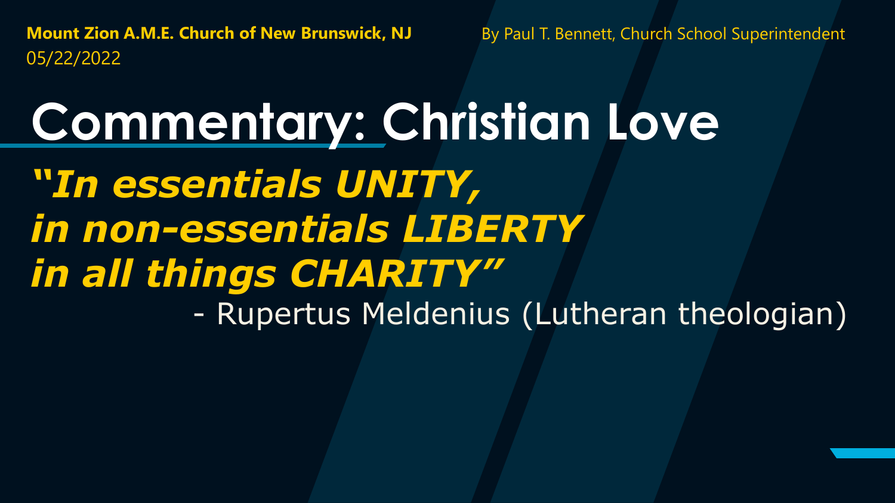**Mount Zion A.M.E. Church of New Brunswick, NJ**
05/22/2022

By Paul T. Bennett, Church School Superintendent

# Commentary: Christian Love

***"In essentials UNITY,***
***in non-essentials LIBERTY***
***in all things CHARITY"***

- Rupertus Meldenius (Lutheran theologian)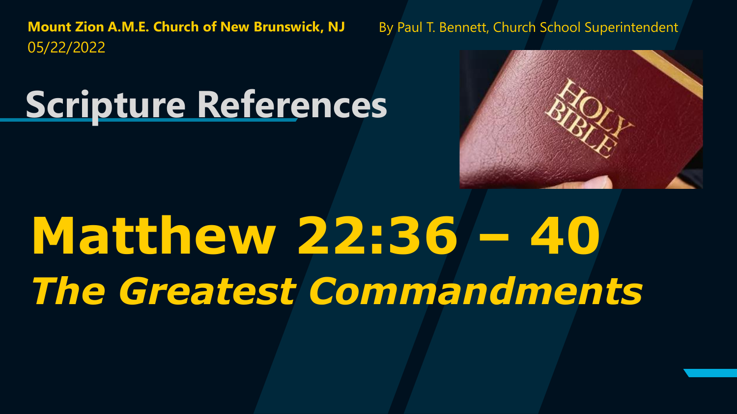**Mount Zion A.M.E. Church of New Brunswick, NJ**
05/22/2022

By Paul T. Bennett, Church School Superintendent

# Scripture References

# Matthew 22:36 – 40

## *The Greatest Commandments*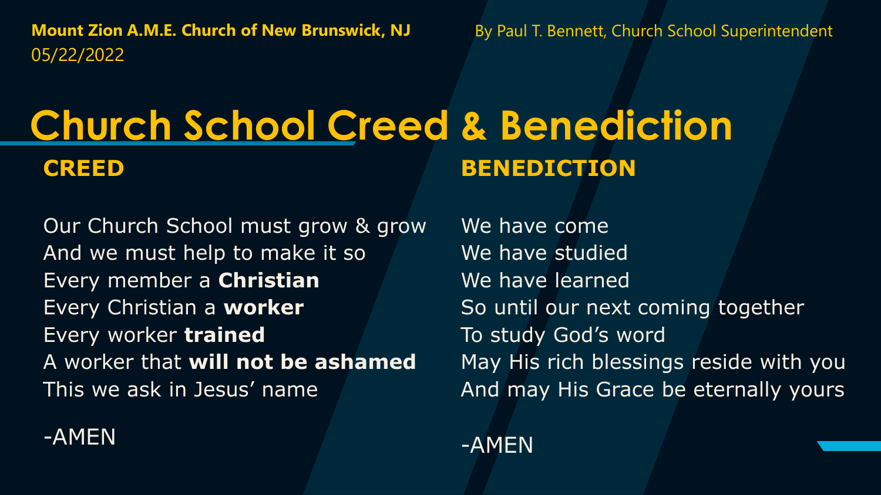**Mount Zion A.M.E. Church of New Brunswick, NJ**
05/22/2022

By Paul T. Bennett, Church School Superintendent

# Church School Creed & Benediction

## CREED

Our Church School must grow & grow
And we must help to make it so
Every member a **Christian**
Every Christian a **worker**
Every worker **trained**
A worker that **will not be ashamed**
This we ask in Jesus' name

-AMEN

## BENEDICTION

We have come
We have studied
We have learned
So until our next coming together
To study God's word
May His rich blessings reside with you
And may His Grace be eternally yours

-AMEN